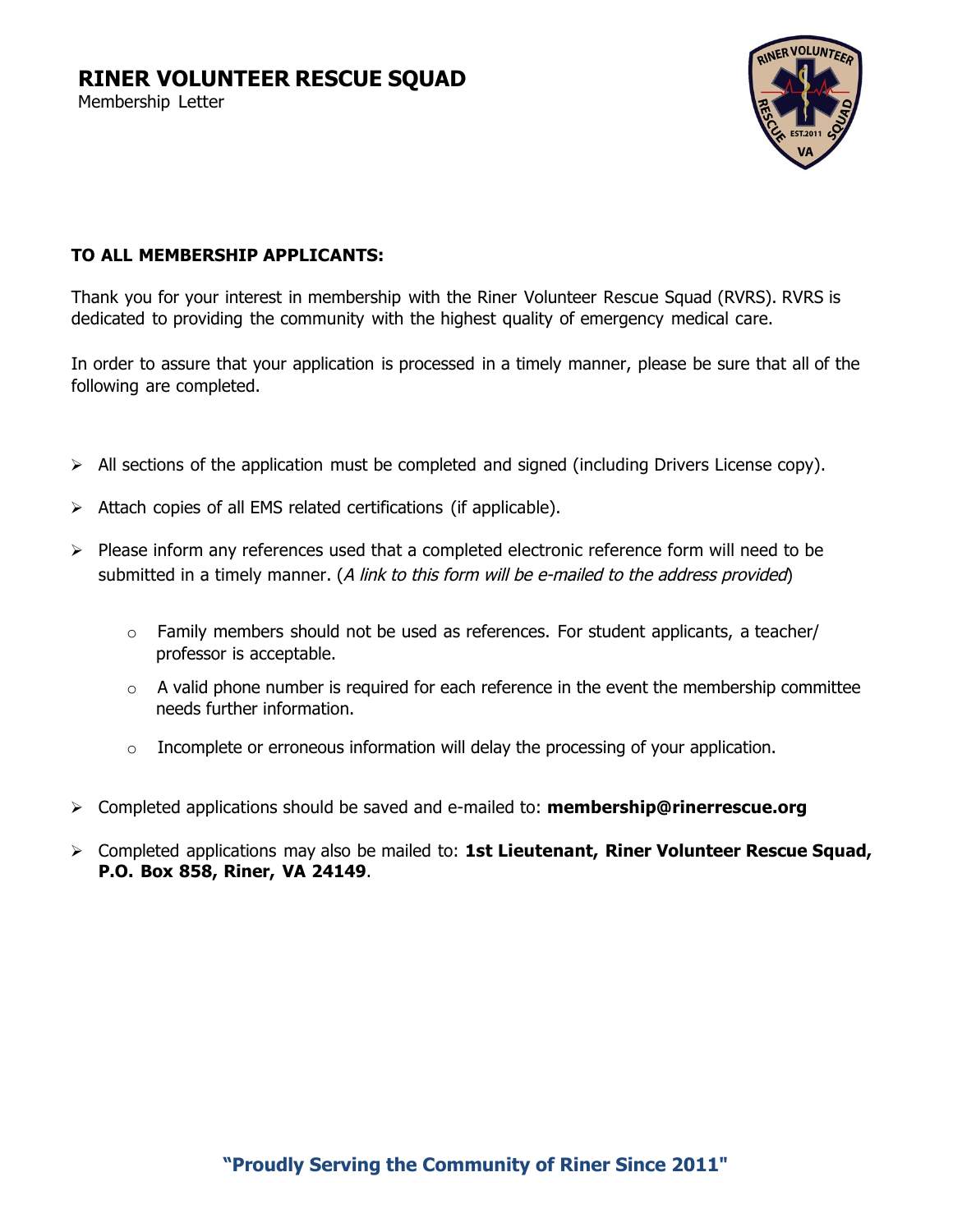# RINER VOLUNTEER RESCUE SQUAD

Membership Letter

**TO ALL MEMBERSHIP APPLICANTS:**

Thank you for your interest in membership with the Riner Volunteer Rescue Squad (RVRS). RVRS is dedicated to providing the community with the highest quality of emergency medical care.

In order to assure that your application is processed in a timely manner, please be sure that all of the following are completed.

- All sections of the application must be completed and signed (including Drivers License copy).
- Attach copies of all EMS related certifications (if applicable).
- Please inform any references used that a completed electronic reference form will need to be submitted in a timely manner. (*A link to this form will be e-mailed to the address provided*)
    - Family members should not be used as references. For student applicants, a teacher/ professor is acceptable.
    - A valid phone number is required for each reference in the event the membership committee needs further information.
    - Incomplete or erroneous information will delay the processing of your application.
- Completed applications should be saved and e-mailed to: **membership@rinerrescue.org**
- Completed applications may also be mailed to: **1st Lieutenant, Riner Volunteer Rescue Squad, P.O. Box 858, Riner, VA 24149**.

**"Proudly Serving the Community of Riner Since 2011"**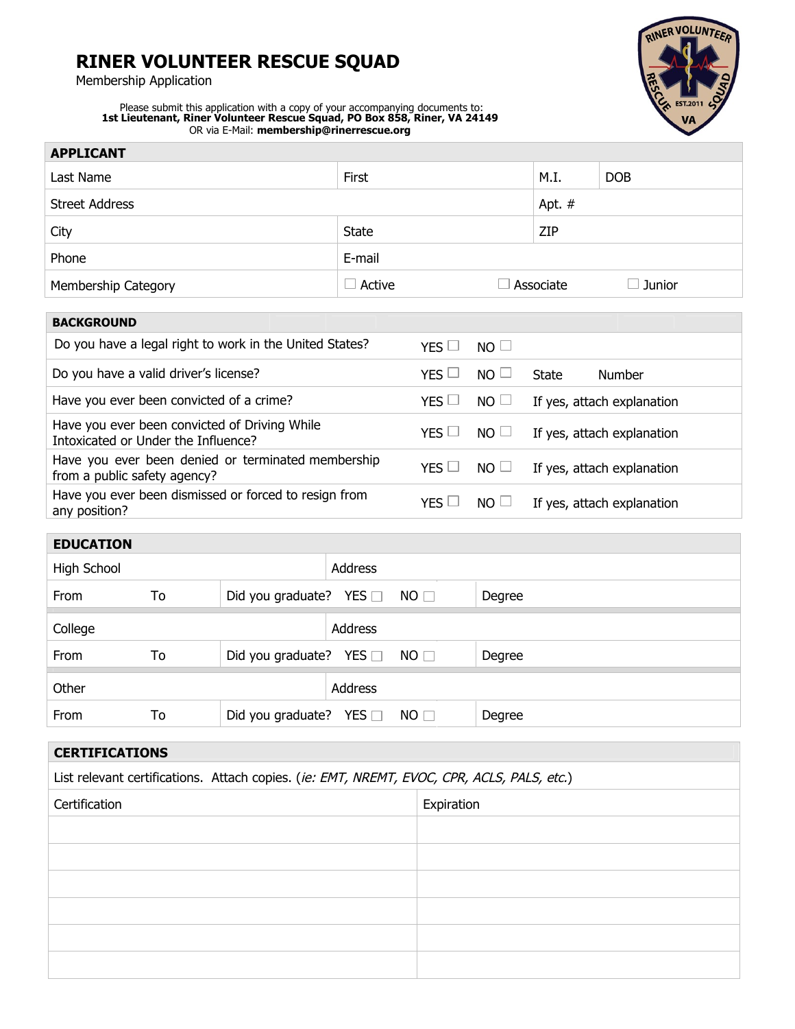# RINER VOLUNTEER RESCUE SQUAD

Membership Application

Please submit this application with a copy of your accompanying documents to:
**1st Lieutenant, Riner Volunteer Rescue Squad, PO Box 858, Riner, VA 24149**
OR via E-Mail: **membership@rinerrescue.org**

| APPLICANT | | | | |
|---|---|---|---|---|
| Last Name | First | | M.I. | DOB |
| Street Address | | | Apt. # | |
| City | State | | ZIP | |
| Phone | E-mail | | | |
| Membership Category | ☐ Active | ☐ Associate | ☐ Junior | |

| BACKGROUND | | | |
|---|---|---|---|
| Do you have a legal right to work in the United States? | YES ☐ | NO ☐ | |
| Do you have a valid driver's license? | YES ☐ | NO ☐ | State Number |
| Have you ever been convicted of a crime? | YES ☐ | NO ☐ | If yes, attach explanation |
| Have you ever been convicted of Driving While Intoxicated or Under the Influence? | YES ☐ | NO ☐ | If yes, attach explanation |
| Have you ever been denied or terminated membership from a public safety agency? | YES ☐ | NO ☐ | If yes, attach explanation |
| Have you ever been dismissed or forced to resign from any position? | YES ☐ | NO ☐ | If yes, attach explanation |

| EDUCATION | | | |
|---|---|---|---|
| High School | | Address | |
| From | To | Did you graduate? YES ☐ NO ☐ | Degree |
| College | | Address | |
| From | To | Did you graduate? YES ☐ NO ☐ | Degree |
| Other | | Address | |
| From | To | Did you graduate? YES ☐ NO ☐ | Degree |

**CERTIFICATIONS**

List relevant certifications. Attach copies. (*ie: EMT, NREMT, EVOC, CPR, ACLS, PALS, etc.*)

| Certification | Expiration |
|---|---|
| | |
| | |
| | |
| | |
| | |
| | |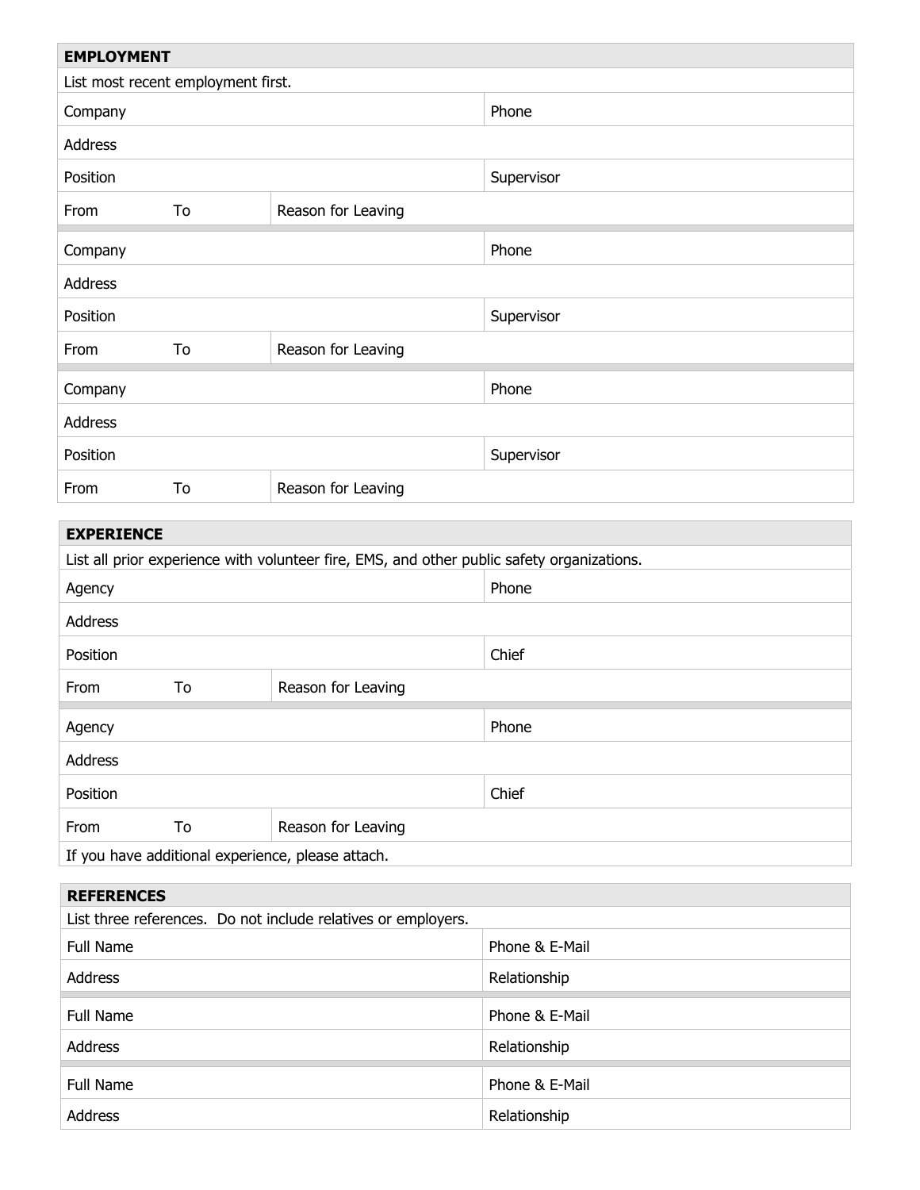## EMPLOYMENT

List most recent employment first.

| | | | |
|---|---|---|---|
| Company | | | Phone |
| Address | | | |
| Position | | | Supervisor |
| From | To | Reason for Leaving | |
| Company | | | Phone |
| Address | | | |
| Position | | | Supervisor |
| From | To | Reason for Leaving | |
| Company | | | Phone |
| Address | | | |
| Position | | | Supervisor |
| From | To | Reason for Leaving | |

## EXPERIENCE

List all prior experience with volunteer fire, EMS, and other public safety organizations.

| | | | |
|---|---|---|---|
| Agency | | | Phone |
| Address | | | |
| Position | | | Chief |
| From | To | Reason for Leaving | |
| Agency | | | Phone |
| Address | | | |
| Position | | | Chief |
| From | To | Reason for Leaving | |

If you have additional experience, please attach.

## REFERENCES

List three references. Do not include relatives or employers.

| | |
|---|---|
| Full Name | Phone & E-Mail |
| Address | Relationship |
| Full Name | Phone & E-Mail |
| Address | Relationship |
| Full Name | Phone & E-Mail |
| Address | Relationship |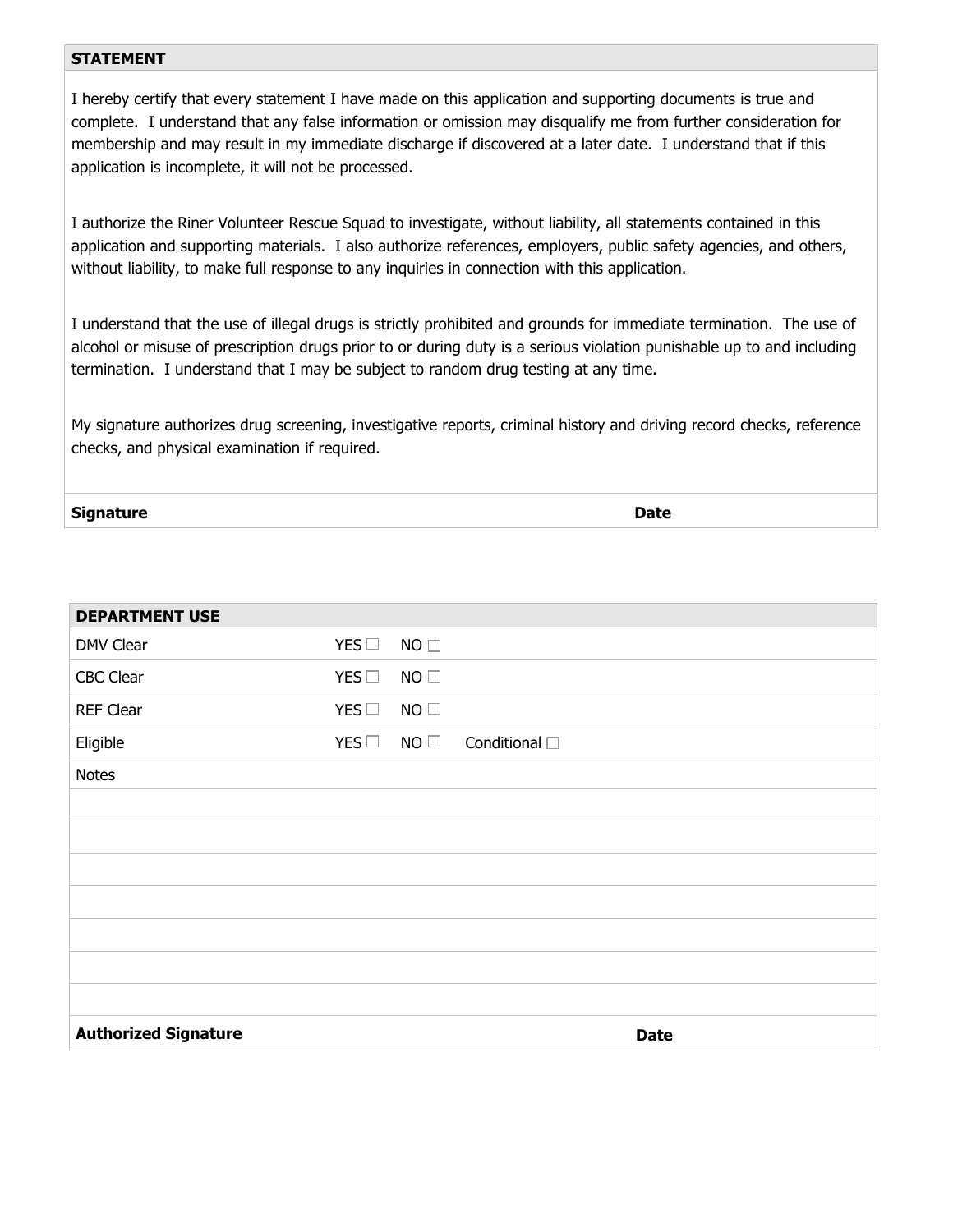## STATEMENT

I hereby certify that every statement I have made on this application and supporting documents is true and complete. I understand that any false information or omission may disqualify me from further consideration for membership and may result in my immediate discharge if discovered at a later date. I understand that if this application is incomplete, it will not be processed.

I authorize the Riner Volunteer Rescue Squad to investigate, without liability, all statements contained in this application and supporting materials. I also authorize references, employers, public safety agencies, and others, without liability, to make full response to any inquiries in connection with this application.

I understand that the use of illegal drugs is strictly prohibited and grounds for immediate termination. The use of alcohol or misuse of prescription drugs prior to or during duty is a serious violation punishable up to and including termination. I understand that I may be subject to random drug testing at any time.

My signature authorizes drug screening, investigative reports, criminal history and driving record checks, reference checks, and physical examination if required.

| **Signature** | **Date** |
|---|---|

## DEPARTMENT USE

| | | | |
|---|---|---|---|
| DMV Clear | YES ☐ | NO ☐ | |
| CBC Clear | YES ☐ | NO ☐ | |
| REF Clear | YES ☐ | NO ☐ | |
| Eligible | YES ☐ | NO ☐ | Conditional ☐ |
| Notes | | | |
| | | | |
| | | | |
| | | | |
| | | | |
| | | | |
| | | | |
| | | | |

| **Authorized Signature** | **Date** |
|---|---|